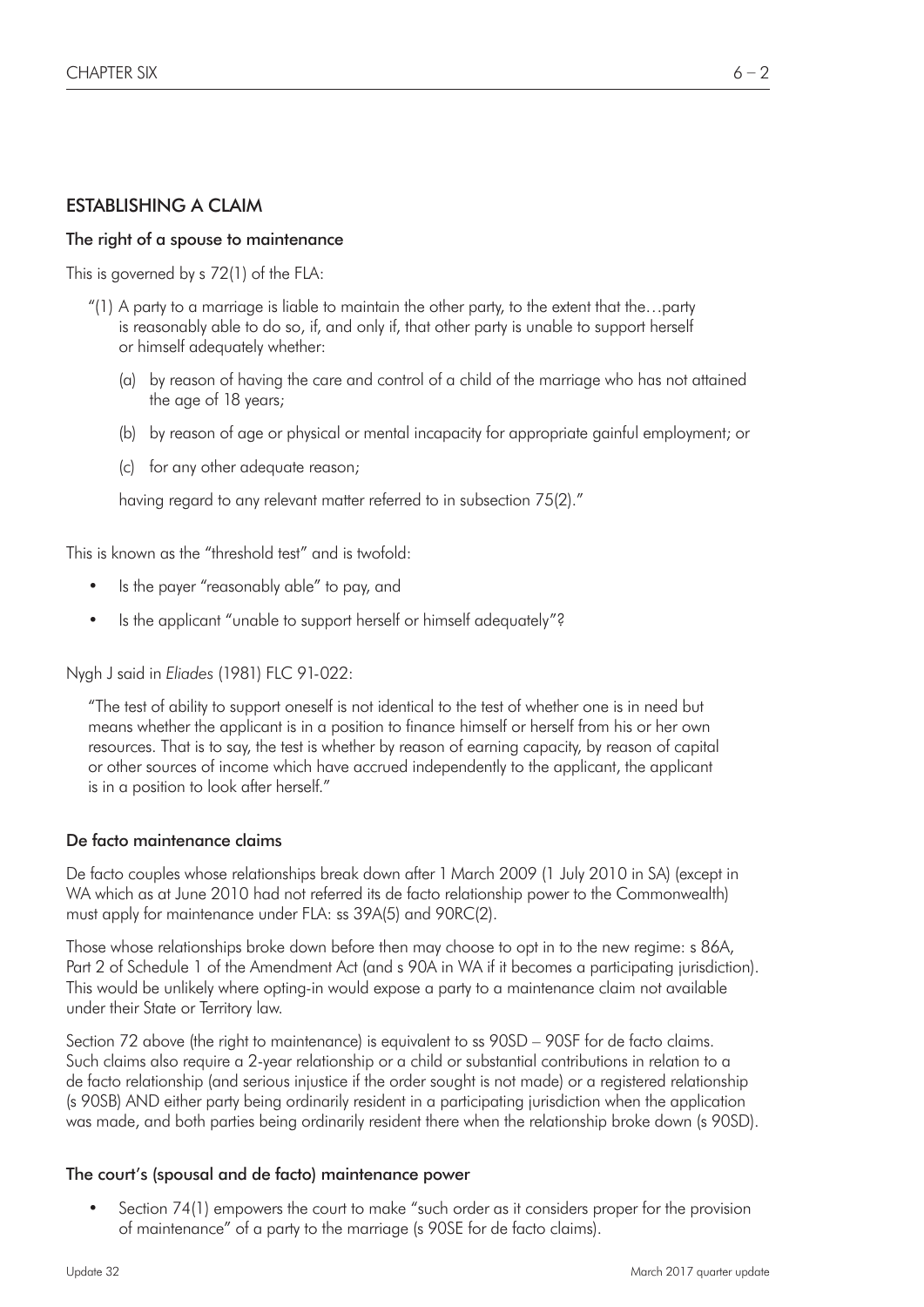## ESTABLISHING A CLAIM

### The right of a spouse to maintenance

This is governed by s 72(1) of the FLA:

> "(1) A party to a marriage is liable to maintain the other party, to the extent that the…party is reasonably able to do so, if, and only if, that other party is unable to support herself or himself adequately whether:
>
> (a) by reason of having the care and control of a child of the marriage who has not attained the age of 18 years;
>
> (b) by reason of age or physical or mental incapacity for appropriate gainful employment; or
>
> (c) for any other adequate reason;
>
> having regard to any relevant matter referred to in subsection 75(2)."

This is known as the "threshold test" and is twofold:

- Is the payer "reasonably able" to pay, and
- Is the applicant "unable to support herself or himself adequately"?

Nygh J said in *Eliades* (1981) FLC 91-022:

> "The test of ability to support oneself is not identical to the test of whether one is in need but means whether the applicant is in a position to finance himself or herself from his or her own resources. That is to say, the test is whether by reason of earning capacity, by reason of capital or other sources of income which have accrued independently to the applicant, the applicant is in a position to look after herself."

### De facto maintenance claims

De facto couples whose relationships break down after 1 March 2009 (1 July 2010 in SA) (except in WA which as at June 2010 had not referred its de facto relationship power to the Commonwealth) must apply for maintenance under FLA: ss 39A(5) and 90RC(2).

Those whose relationships broke down before then may choose to opt in to the new regime: s 86A, Part 2 of Schedule 1 of the Amendment Act (and s 90A in WA if it becomes a participating jurisdiction). This would be unlikely where opting-in would expose a party to a maintenance claim not available under their State or Territory law.

Section 72 above (the right to maintenance) is equivalent to ss 90SD – 90SF for de facto claims. Such claims also require a 2-year relationship or a child or substantial contributions in relation to a de facto relationship (and serious injustice if the order sought is not made) or a registered relationship (s 90SB) AND either party being ordinarily resident in a participating jurisdiction when the application was made, and both parties being ordinarily resident there when the relationship broke down (s 90SD).

### The court's (spousal and de facto) maintenance power

- Section 74(1) empowers the court to make "such order as it considers proper for the provision of maintenance" of a party to the marriage (s 90SE for de facto claims).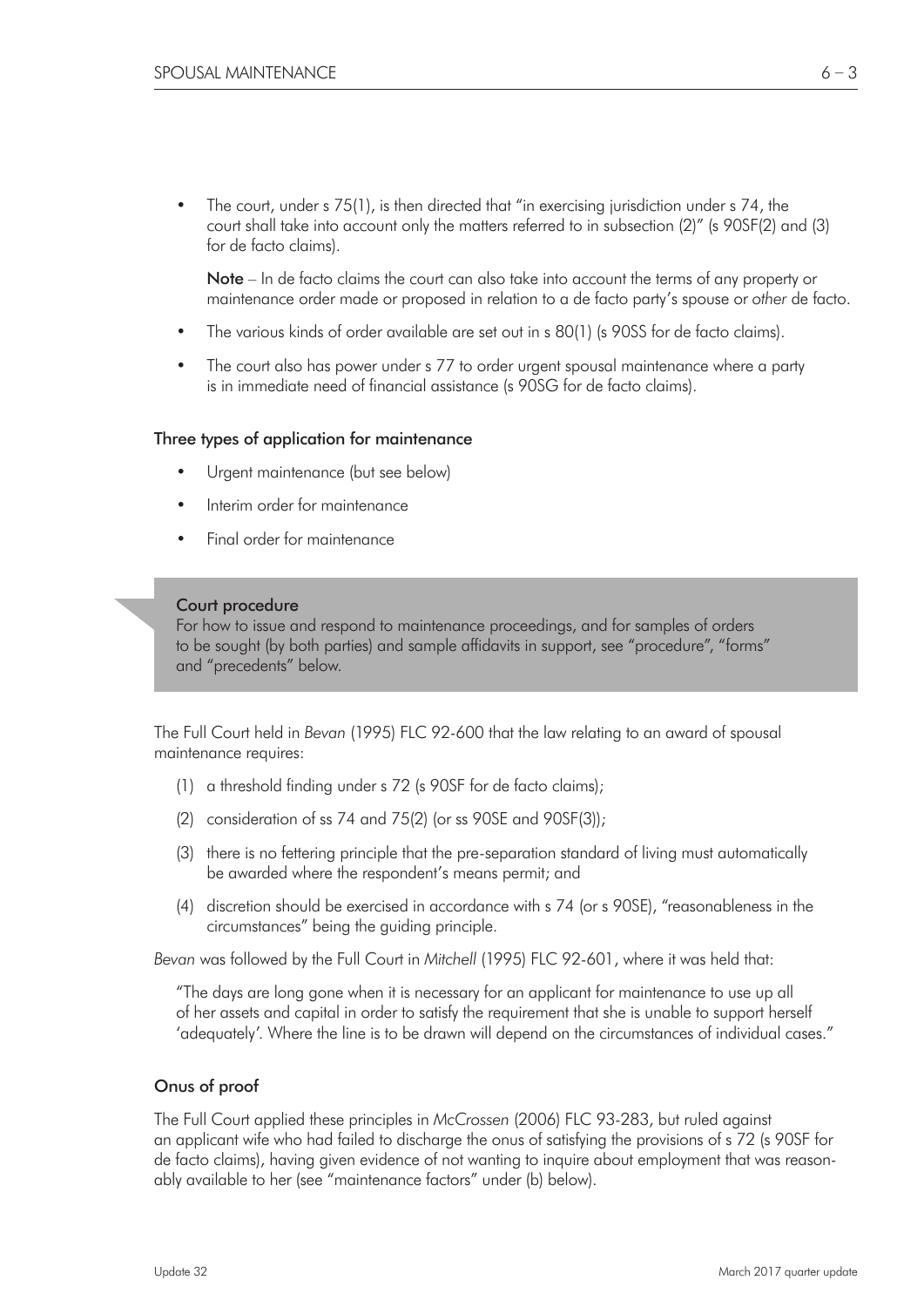- The court, under s 75(1), is then directed that "in exercising jurisdiction under s 74, the court shall take into account only the matters referred to in subsection (2)" (s 90SF(2) and (3) for de facto claims).

  **Note** – In de facto claims the court can also take into account the terms of any property or maintenance order made or proposed in relation to a de facto party's spouse or *other* de facto.

- The various kinds of order available are set out in s 80(1) (s 90SS for de facto claims).

- The court also has power under s 77 to order urgent spousal maintenance where a party is in immediate need of financial assistance (s 90SG for de facto claims).

### Three types of application for maintenance

- Urgent maintenance (but see below)
- Interim order for maintenance
- Final order for maintenance

> **Court procedure**
> For how to issue and respond to maintenance proceedings, and for samples of orders to be sought (by both parties) and sample affidavits in support, see "procedure", "forms" and "precedents" below.

The Full Court held in *Bevan* (1995) FLC 92-600 that the law relating to an award of spousal maintenance requires:

(1) a threshold finding under s 72 (s 90SF for de facto claims);

(2) consideration of ss 74 and 75(2) (or ss 90SE and 90SF(3));

(3) there is no fettering principle that the pre-separation standard of living must automatically be awarded where the respondent's means permit; and

(4) discretion should be exercised in accordance with s 74 (or s 90SE), "reasonableness in the circumstances" being the guiding principle.

*Bevan* was followed by the Full Court in *Mitchell* (1995) FLC 92-601, where it was held that:

> "The days are long gone when it is necessary for an applicant for maintenance to use up all of her assets and capital in order to satisfy the requirement that she is unable to support herself 'adequately'. Where the line is to be drawn will depend on the circumstances of individual cases."

### Onus of proof

The Full Court applied these principles in *McCrossen* (2006) FLC 93-283, but ruled against an applicant wife who had failed to discharge the onus of satisfying the provisions of s 72 (s 90SF for de facto claims), having given evidence of not wanting to inquire about employment that was reasonably available to her (see "maintenance factors" under (b) below).